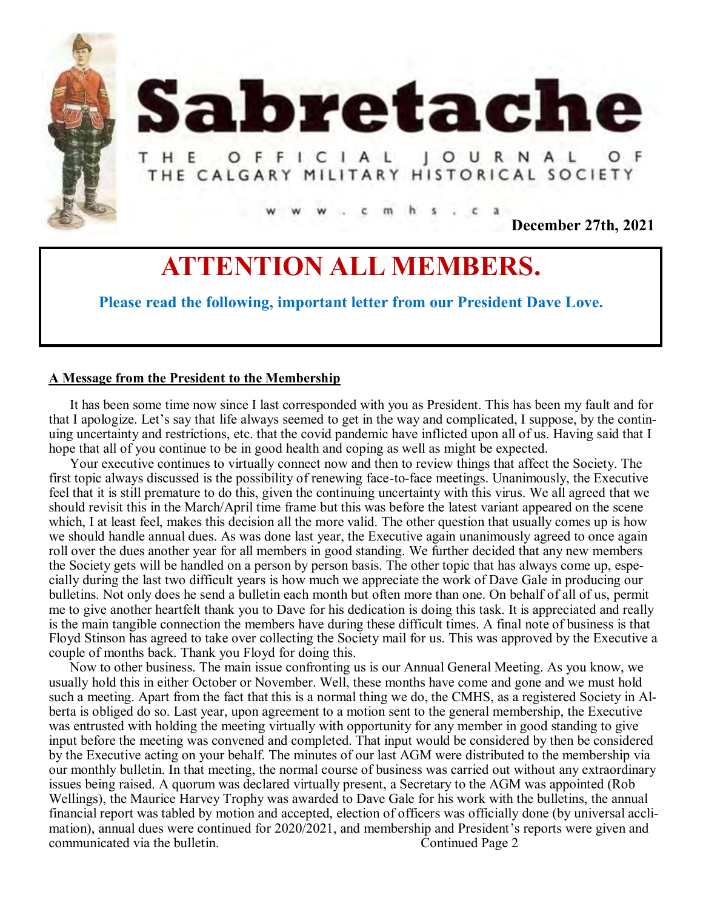# Sabretache

THE OFFICIAL JOURNAL OF THE CALGARY MILITARY HISTORICAL SOCIETY

www.cmhs.ca

**December 27th, 2021**

# ATTENTION ALL MEMBERS.

**Please read the following, important letter from our President Dave Love.**

**A Message from the President to the Membership**

It has been some time now since I last corresponded with you as President. This has been my fault and for that I apologize. Let's say that life always seemed to get in the way and complicated, I suppose, by the continuing uncertainty and restrictions, etc. that the covid pandemic have inflicted upon all of us. Having said that I hope that all of you continue to be in good health and coping as well as might be expected.

Your executive continues to virtually connect now and then to review things that affect the Society. The first topic always discussed is the possibility of renewing face-to-face meetings. Unanimously, the Executive feel that it is still premature to do this, given the continuing uncertainty with this virus. We all agreed that we should revisit this in the March/April time frame but this was before the latest variant appeared on the scene which, I at least feel, makes this decision all the more valid. The other question that usually comes up is how we should handle annual dues. As was done last year, the Executive again unanimously agreed to once again roll over the dues another year for all members in good standing. We further decided that any new members the Society gets will be handled on a person by person basis. The other topic that has always come up, especially during the last two difficult years is how much we appreciate the work of Dave Gale in producing our bulletins. Not only does he send a bulletin each month but often more than one. On behalf of all of us, permit me to give another heartfelt thank you to Dave for his dedication is doing this task. It is appreciated and really is the main tangible connection the members have during these difficult times. A final note of business is that Floyd Stinson has agreed to take over collecting the Society mail for us. This was approved by the Executive a couple of months back. Thank you Floyd for doing this.

Now to other business. The main issue confronting us is our Annual General Meeting. As you know, we usually hold this in either October or November. Well, these months have come and gone and we must hold such a meeting. Apart from the fact that this is a normal thing we do, the CMHS, as a registered Society in Alberta is obliged do so. Last year, upon agreement to a motion sent to the general membership, the Executive was entrusted with holding the meeting virtually with opportunity for any member in good standing to give input before the meeting was convened and completed. That input would be considered by then be considered by the Executive acting on your behalf. The minutes of our last AGM were distributed to the membership via our monthly bulletin. In that meeting, the normal course of business was carried out without any extraordinary issues being raised. A quorum was declared virtually present, a Secretary to the AGM was appointed (Rob Wellings), the Maurice Harvey Trophy was awarded to Dave Gale for his work with the bulletins, the annual financial report was tabled by motion and accepted, election of officers was officially done (by universal acclimation), annual dues were continued for 2020/2021, and membership and President's reports were given and communicated via the bulletin.

Continued Page 2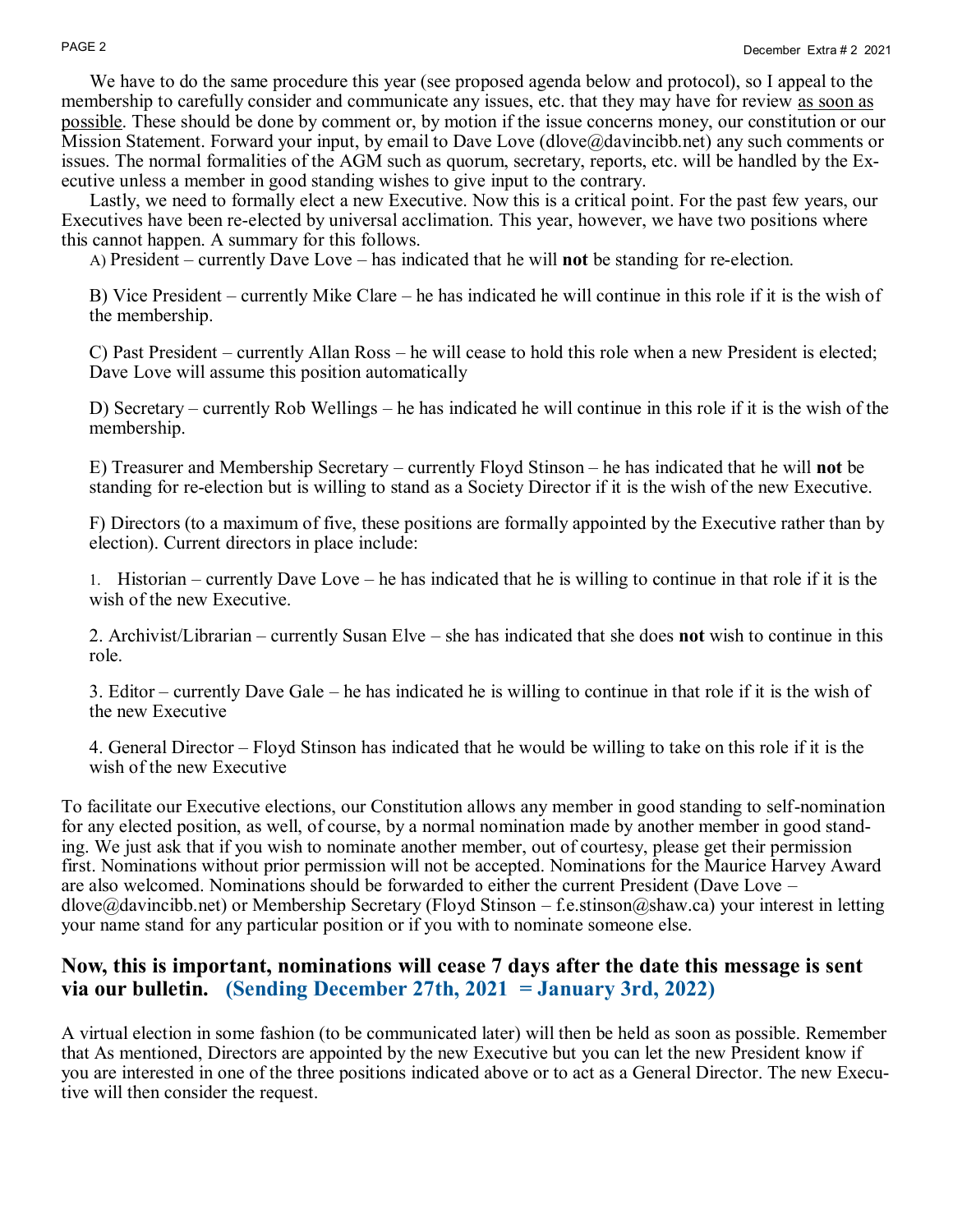We have to do the same procedure this year (see proposed agenda below and protocol), so I appeal to the membership to carefully consider and communicate any issues, etc. that they may have for review as soon as possible. These should be done by comment or, by motion if the issue concerns money, our constitution or our Mission Statement. Forward your input, by email to Dave Love (dlove@davincibb.net) any such comments or issues. The normal formalities of the AGM such as quorum, secretary, reports, etc. will be handled by the Executive unless a member in good standing wishes to give input to the contrary.

Lastly, we need to formally elect a new Executive. Now this is a critical point. For the past few years, our Executives have been re-elected by universal acclimation. This year, however, we have two positions where this cannot happen. A summary for this follows.

A) President – currently Dave Love – has indicated that he will **not** be standing for re-election.

B) Vice President – currently Mike Clare – he has indicated he will continue in this role if it is the wish of the membership.

C) Past President – currently Allan Ross – he will cease to hold this role when a new President is elected; Dave Love will assume this position automatically

D) Secretary – currently Rob Wellings – he has indicated he will continue in this role if it is the wish of the membership.

E) Treasurer and Membership Secretary – currently Floyd Stinson – he has indicated that he will **not** be standing for re-election but is willing to stand as a Society Director if it is the wish of the new Executive.

F) Directors (to a maximum of five, these positions are formally appointed by the Executive rather than by election). Current directors in place include:

1. Historian – currently Dave Love – he has indicated that he is willing to continue in that role if it is the wish of the new Executive.

2. Archivist/Librarian – currently Susan Elve – she has indicated that she does **not** wish to continue in this role.

3. Editor – currently Dave Gale – he has indicated he is willing to continue in that role if it is the wish of the new Executive

4. General Director – Floyd Stinson has indicated that he would be willing to take on this role if it is the wish of the new Executive

To facilitate our Executive elections, our Constitution allows any member in good standing to self-nomination for any elected position, as well, of course, by a normal nomination made by another member in good standing. We just ask that if you wish to nominate another member, out of courtesy, please get their permission first. Nominations without prior permission will not be accepted. Nominations for the Maurice Harvey Award are also welcomed. Nominations should be forwarded to either the current President (Dave Love – dlove@davincibb.net) or Membership Secretary (Floyd Stinson – f.e.stinson@shaw.ca) your interest in letting your name stand for any particular position or if you with to nominate someone else.

## Now, this is important, nominations will cease 7 days after the date this message is sent via our bulletin. (Sending December 27th, 2021 = January 3rd, 2022)

A virtual election in some fashion (to be communicated later) will then be held as soon as possible. Remember that As mentioned, Directors are appointed by the new Executive but you can let the new President know if you are interested in one of the three positions indicated above or to act as a General Director. The new Executive will then consider the request.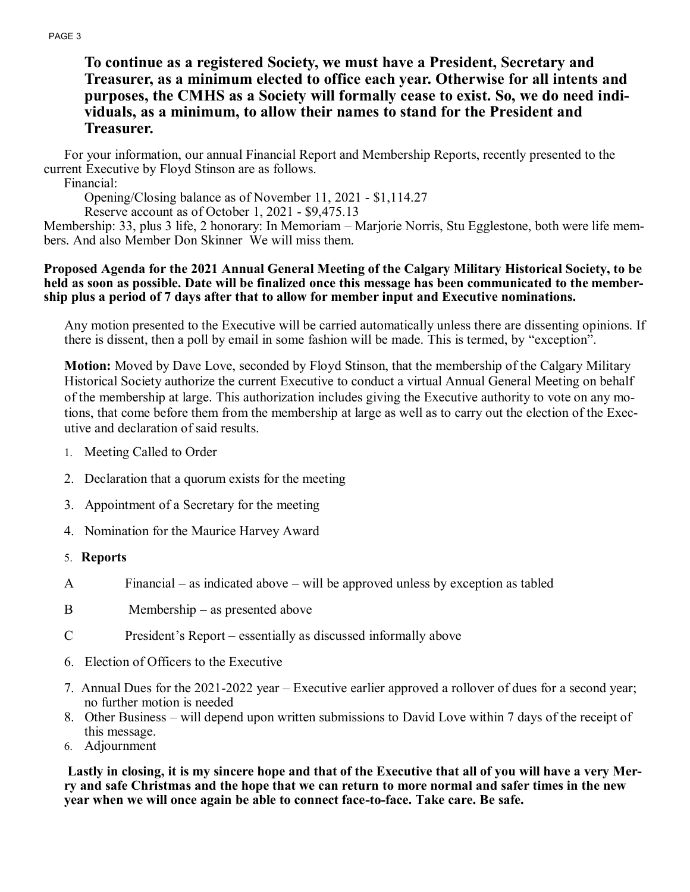**To continue as a registered Society, we must have a President, Secretary and Treasurer, as a minimum elected to office each year. Otherwise for all intents and purposes, the CMHS as a Society will formally cease to exist. So, we do need individuals, as a minimum, to allow their names to stand for the President and Treasurer.**

For your information, our annual Financial Report and Membership Reports, recently presented to the current Executive by Floyd Stinson are as follows.

Financial:

Opening/Closing balance as of November 11, 2021 - $1,114.27

Reserve account as of October 1, 2021 - $9,475.13

Membership: 33, plus 3 life, 2 honorary: In Memoriam – Marjorie Norris, Stu Egglestone, both were life members. And also Member Don Skinner We will miss them.

**Proposed Agenda for the 2021 Annual General Meeting of the Calgary Military Historical Society, to be held as soon as possible. Date will be finalized once this message has been communicated to the membership plus a period of 7 days after that to allow for member input and Executive nominations.**

Any motion presented to the Executive will be carried automatically unless there are dissenting opinions. If there is dissent, then a poll by email in some fashion will be made. This is termed, by "exception".

**Motion:** Moved by Dave Love, seconded by Floyd Stinson, that the membership of the Calgary Military Historical Society authorize the current Executive to conduct a virtual Annual General Meeting on behalf of the membership at large. This authorization includes giving the Executive authority to vote on any motions, that come before them from the membership at large as well as to carry out the election of the Executive and declaration of said results.

1. Meeting Called to Order
2. Declaration that a quorum exists for the meeting
3. Appointment of a Secretary for the meeting
4. Nomination for the Maurice Harvey Award
5. **Reports**

A Financial – as indicated above – will be approved unless by exception as tabled

B Membership – as presented above

C President's Report – essentially as discussed informally above

6. Election of Officers to the Executive
7. Annual Dues for the 2021-2022 year – Executive earlier approved a rollover of dues for a second year; no further motion is needed
8. Other Business – will depend upon written submissions to David Love within 7 days of the receipt of this message.
6. Adjournment

**Lastly in closing, it is my sincere hope and that of the Executive that all of you will have a very Merry and safe Christmas and the hope that we can return to more normal and safer times in the new year when we will once again be able to connect face-to-face. Take care. Be safe.**